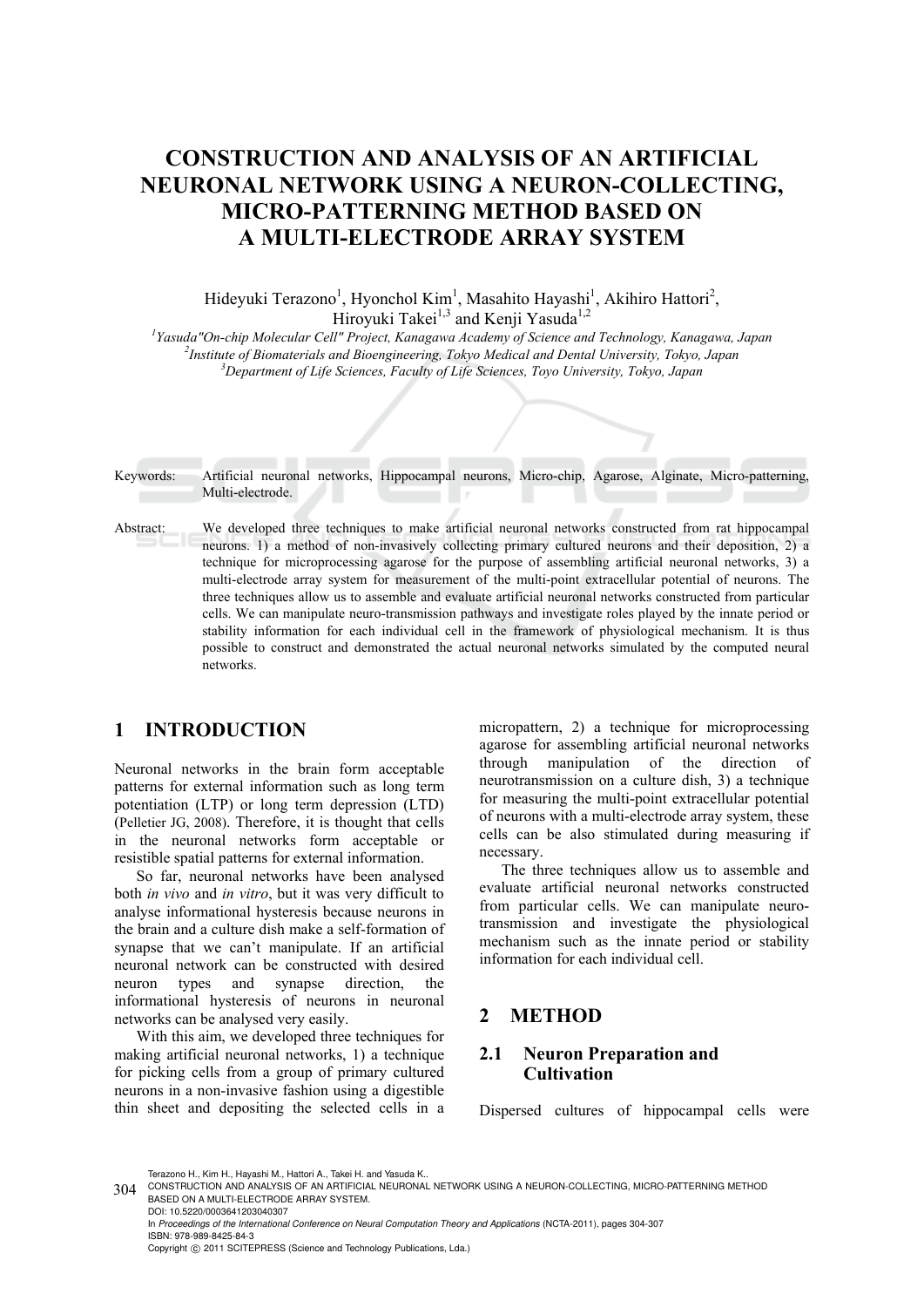# CONSTRUCTION AND ANALYSIS OF AN ARTIFICIAL NEURONAL NETWORK USING A NEURON-COLLECTING, MICRO-PATTERNING METHOD BASED ON A MULTI-ELECTRODE ARRAY SYSTEM

Hideyuki Terazono[1], Hyonchol Kim[1], Masahito Hayashi[1], Akihiro Hattori[2], Hiroyuki Takei[1,3] and Kenji Yasuda[1,2]

[1]Yasuda"On-chip Molecular Cell" Project, Kanagawa Academy of Science and Technology, Kanagawa, Japan
[2]Institute of Biomaterials and Bioengineering, Tokyo Medical and Dental University, Tokyo, Japan
[3]Department of Life Sciences, Faculty of Life Sciences, Toyo University, Tokyo, Japan

Keywords: Artificial neuronal networks, Hippocampal neurons, Micro-chip, Agarose, Alginate, Micro-patterning, Multi-electrode.

Abstract: We developed three techniques to make artificial neuronal networks constructed from rat hippocampal neurons. 1) a method of non-invasively collecting primary cultured neurons and their deposition, 2) a technique for microprocessing agarose for the purpose of assembling artificial neuronal networks, 3) a multi-electrode array system for measurement of the multi-point extracellular potential of neurons. The three techniques allow us to assemble and evaluate artificial neuronal networks constructed from particular cells. We can manipulate neuro-transmission pathways and investigate roles played by the innate period or stability information for each individual cell in the framework of physiological mechanism. It is thus possible to construct and demonstrated the actual neuronal networks simulated by the computed neural networks.

## 1 INTRODUCTION

Neuronal networks in the brain form acceptable patterns for external information such as long term potentiation (LTP) or long term depression (LTD) (Pelletier JG, 2008). Therefore, it is thought that cells in the neuronal networks form acceptable or resistible spatial patterns for external information.

So far, neuronal networks have been analysed both *in vivo* and *in vitro*, but it was very difficult to analyse informational hysteresis because neurons in the brain and a culture dish make a self-formation of synapse that we can't manipulate. If an artificial neuronal network can be constructed with desired neuron types and synapse direction, the informational hysteresis of neurons in neuronal networks can be analysed very easily.

With this aim, we developed three techniques for making artificial neuronal networks, 1) a technique for picking cells from a group of primary cultured neurons in a non-invasive fashion using a digestible thin sheet and depositing the selected cells in a micropattern, 2) a technique for microprocessing agarose for assembling artificial neuronal networks through manipulation of the direction of neurotransmission on a culture dish, 3) a technique for measuring the multi-point extracellular potential of neurons with a multi-electrode array system, these cells can be also stimulated during measuring if necessary.

The three techniques allow us to assemble and evaluate artificial neuronal networks constructed from particular cells. We can manipulate neuro-transmission and investigate the physiological mechanism such as the innate period or stability information for each individual cell.

## 2 METHOD

### 2.1 Neuron Preparation and Cultivation

Dispersed cultures of hippocampal cells were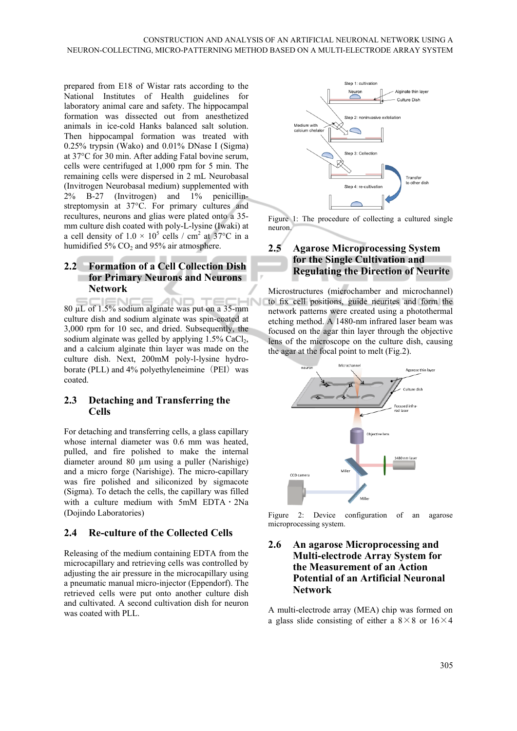prepared from E18 of Wistar rats according to the National Institutes of Health guidelines for laboratory animal care and safety. The hippocampal formation was dissected out from anesthetized animals in ice-cold Hanks balanced salt solution. Then hippocampal formation was treated with 0.25% trypsin (Wako) and 0.01% DNase I (Sigma) at 37°C for 30 min. After adding Fatal bovine serum, cells were centrifuged at 1,000 rpm for 5 min. The remaining cells were dispersed in 2 mL Neurobasal (Invitrogen Neurobasal medium) supplemented with 2% B-27 (Invitrogen) and 1% penicillin-streptomysin at 37°C. For primary cultures and recultures, neurons and glias were plated onto a 35-mm culture dish coated with poly-L-lysine (Iwaki) at a cell density of $1.0 \times 10^5$ cells / $cm^2$ at 37°C in a humidified 5% $CO_2$ and 95% air atmosphere.

## 2.2 Formation of a Cell Collection Dish for Primary Neurons and Neurons Network

80 µL of 1.5% sodium alginate was put on a 35-mm culture dish and sodium alginate was spin-coated at 3,000 rpm for 10 sec, and dried. Subsequently, the sodium alginate was gelled by applying 1.5% $CaCl_2$, and a calcium alginate thin layer was made on the culture dish. Next, 200mM poly-l-lysine hydro-borate (PLL) and 4% polyethyleneimine（PEI）was coated.

## 2.3 Detaching and Transferring the Cells

For detaching and transferring cells, a glass capillary whose internal diameter was 0.6 mm was heated, pulled, and fire polished to make the internal diameter around 80 µm using a puller (Narishige) and a micro forge (Narishige). The micro-capillary was fire polished and siliconized by sigmacote (Sigma). To detach the cells, the capillary was filled with a culture medium with 5mM EDTA・2Na (Dojindo Laboratories)

## 2.4 Re-culture of the Collected Cells

Releasing of the medium containing EDTA from the microcapillary and retrieving cells was controlled by adjusting the air pressure in the microcapillary using a pneumatic manual micro-injector (Eppendorf). The retrieved cells were put onto another culture dish and cultivated. A second cultivation dish for neuron was coated with PLL.

Figure 1: The procedure of collecting a cultured single neuron.

## 2.5 Agarose Microprocessing System for the Single Cultivation and Regulating the Direction of Neurite

Microstructures (microchamber and microchannel) to fix cell positions, guide neurites and form the network patterns were created using a photothermal etching method. A 1480-nm infrared laser beam was focused on the agar thin layer through the objective lens of the microscope on the culture dish, causing the agar at the focal point to melt (Fig.2).

Figure 2: Device configuration of an agarose microprocessing system.

## 2.6 An agarose Microprocessing and Multi-electrode Array System for the Measurement of an Action Potential of an Artificial Neuronal Network

A multi-electrode array (MEA) chip was formed on a glass slide consisting of either a 8×8 or 16×4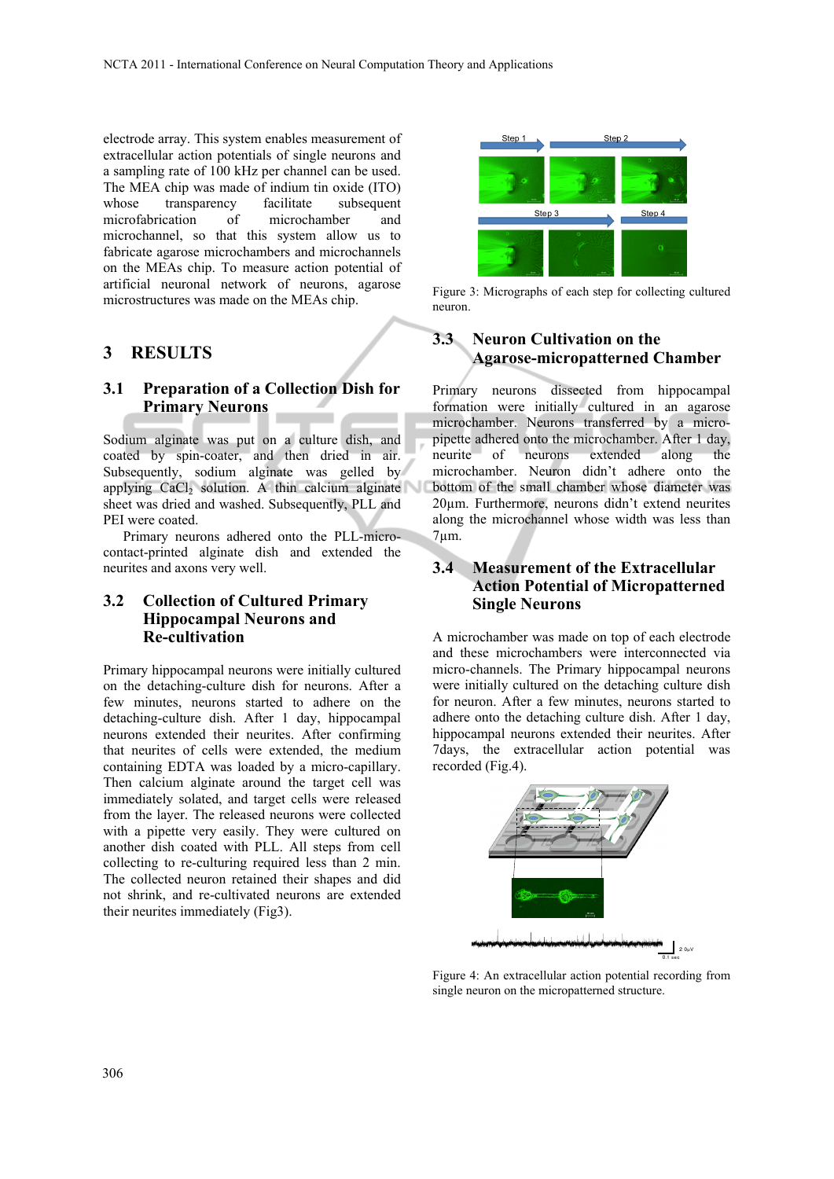electrode array. This system enables measurement of extracellular action potentials of single neurons and a sampling rate of 100 kHz per channel can be used. The MEA chip was made of indium tin oxide (ITO) whose transparency facilitate subsequent microfabrication of microchamber and microchannel, so that this system allow us to fabricate agarose microchambers and microchannels on the MEAs chip. To measure action potential of artificial neuronal network of neurons, agarose microstructures was made on the MEAs chip.

## 3 RESULTS

### 3.1 Preparation of a Collection Dish for Primary Neurons

Sodium alginate was put on a culture dish, and coated by spin-coater, and then dried in air. Subsequently, sodium alginate was gelled by applying $CaCl_2$ solution. A thin calcium alginate sheet was dried and washed. Subsequently, PLL and PEI were coated.

Primary neurons adhered onto the PLL-micro-contact-printed alginate dish and extended the neurites and axons very well.

### 3.2 Collection of Cultured Primary Hippocampal Neurons and Re-cultivation

Primary hippocampal neurons were initially cultured on the detaching-culture dish for neurons. After a few minutes, neurons started to adhere on the detaching-culture dish. After 1 day, hippocampal neurons extended their neurites. After confirming that neurites of cells were extended, the medium containing EDTA was loaded by a micro-capillary. Then calcium alginate around the target cell was immediately solated, and target cells were released from the layer. The released neurons were collected with a pipette very easily. They were cultured on another dish coated with PLL. All steps from cell collecting to re-culturing required less than 2 min. The collected neuron retained their shapes and did not shrink, and re-cultivated neurons are extended their neurites immediately (Fig3).

Figure 3: Micrographs of each step for collecting cultured neuron.

### 3.3 Neuron Cultivation on the Agarose-micropatterned Chamber

Primary neurons dissected from hippocampal formation were initially cultured in an agarose microchamber. Neurons transferred by a micro-pipette adhered onto the microchamber. After 1 day, neurite of neurons extended along the microchamber. Neuron didn't adhere onto the bottom of the small chamber whose diameter was 20μm. Furthermore, neurons didn't extend neurites along the microchannel whose width was less than 7μm.

### 3.4 Measurement of the Extracellular Action Potential of Micropatterned Single Neurons

A microchamber was made on top of each electrode and these microchambers were interconnected via micro-channels. The Primary hippocampal neurons were initially cultured on the detaching culture dish for neuron. After a few minutes, neurons started to adhere onto the detaching culture dish. After 1 day, hippocampal neurons extended their neurites. After 7days, the extracellular action potential was recorded (Fig.4).

Figure 4: An extracellular action potential recording from single neuron on the micropatterned structure.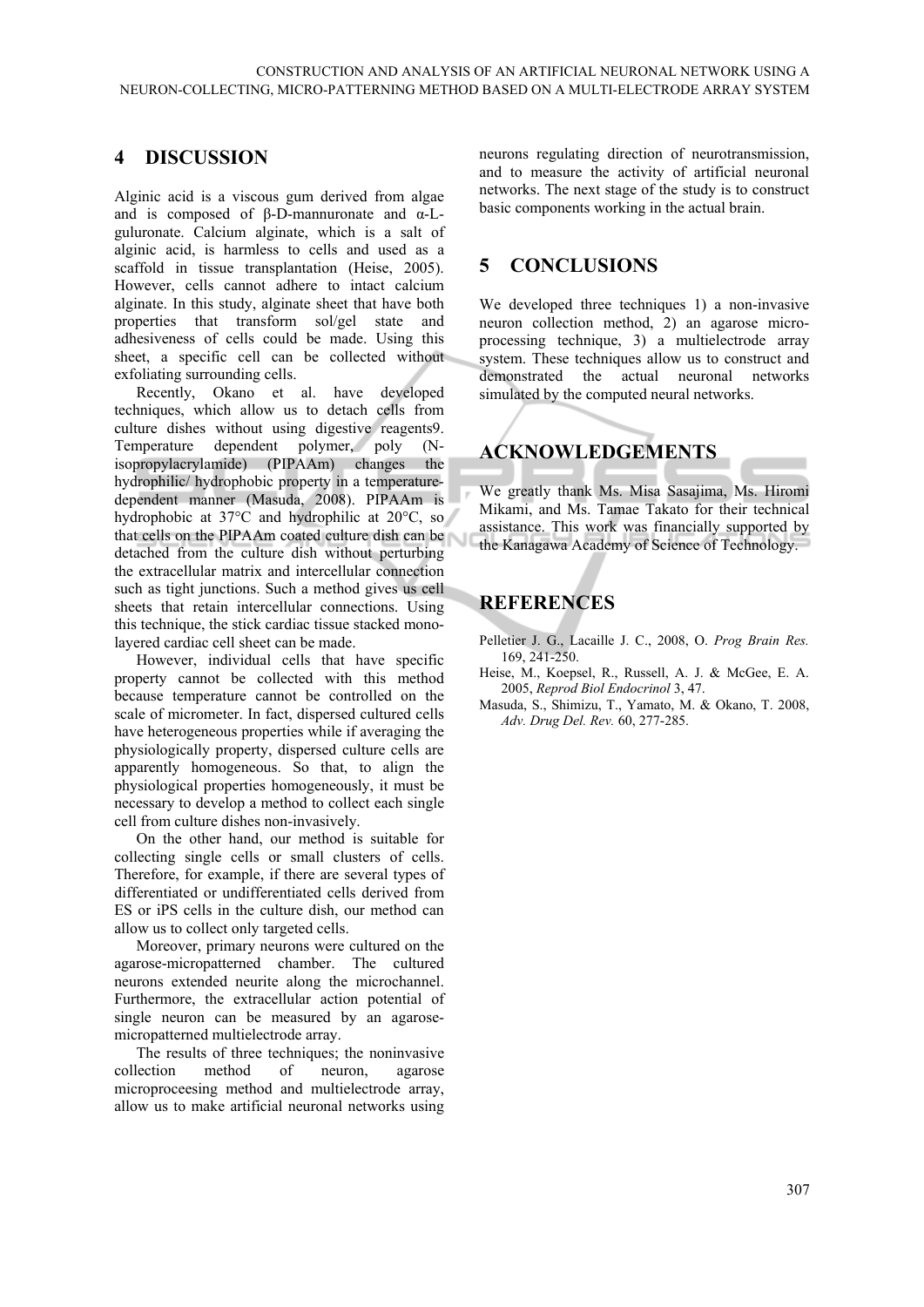## 4 DISCUSSION

Alginic acid is a viscous gum derived from algae and is composed of β-D-mannuronate and α-L-guluronate. Calcium alginate, which is a salt of alginic acid, is harmless to cells and used as a scaffold in tissue transplantation (Heise, 2005). However, cells cannot adhere to intact calcium alginate. In this study, alginate sheet that have both properties that transform sol/gel state and adhesiveness of cells could be made. Using this sheet, a specific cell can be collected without exfoliating surrounding cells.

Recently, Okano et al. have developed techniques, which allow us to detach cells from culture dishes without using digestive reagents9. Temperature dependent polymer, poly (N-isopropylacrylamide) (PIPAAm) changes the hydrophilic/ hydrophobic property in a temperature-dependent manner (Masuda, 2008). PIPAAm is hydrophobic at 37°C and hydrophilic at 20°C, so that cells on the PIPAAm coated culture dish can be detached from the culture dish without perturbing the extracellular matrix and intercellular connection such as tight junctions. Such a method gives us cell sheets that retain intercellular connections. Using this technique, the stick cardiac tissue stacked mono-layered cardiac cell sheet can be made.

However, individual cells that have specific property cannot be collected with this method because temperature cannot be controlled on the scale of micrometer. In fact, dispersed cultured cells have heterogeneous properties while if averaging the physiologically property, dispersed culture cells are apparently homogeneous. So that, to align the physiological properties homogeneously, it must be necessary to develop a method to collect each single cell from culture dishes non-invasively.

On the other hand, our method is suitable for collecting single cells or small clusters of cells. Therefore, for example, if there are several types of differentiated or undifferentiated cells derived from ES or iPS cells in the culture dish, our method can allow us to collect only targeted cells.

Moreover, primary neurons were cultured on the agarose-micropatterned chamber. The cultured neurons extended neurite along the microchannel. Furthermore, the extracellular action potential of single neuron can be measured by an agarose-micropatterned multielectrode array.

The results of three techniques; the noninvasive collection method of neuron, agarose microproceeing method and multielectrode array, allow us to make artificial neuronal networks using neurons regulating direction of neurotransmission, and to measure the activity of artificial neuronal networks. The next stage of the study is to construct basic components working in the actual brain.

## 5 CONCLUSIONS

We developed three techniques 1) a non-invasive neuron collection method, 2) an agarose micro-processing technique, 3) a multielectrode array system. These techniques allow us to construct and demonstrated the actual neuronal networks simulated by the computed neural networks.

## ACKNOWLEDGEMENTS

We greatly thank Ms. Misa Sasajima, Ms. Hiromi Mikami, and Ms. Tamae Takato for their technical assistance. This work was financially supported by the Kanagawa Academy of Science of Technology.

## REFERENCES

Pelletier J. G., Lacaille J. C., 2008, O. *Prog Brain Res.* 169, 241-250.

Heise, M., Koepsel, R., Russell, A. J. & McGee, E. A. 2005, *Reprod Biol Endocrinol* 3, 47.

Masuda, S., Shimizu, T., Yamato, M. & Okano, T. 2008, *Adv. Drug Del. Rev.* 60, 277-285.